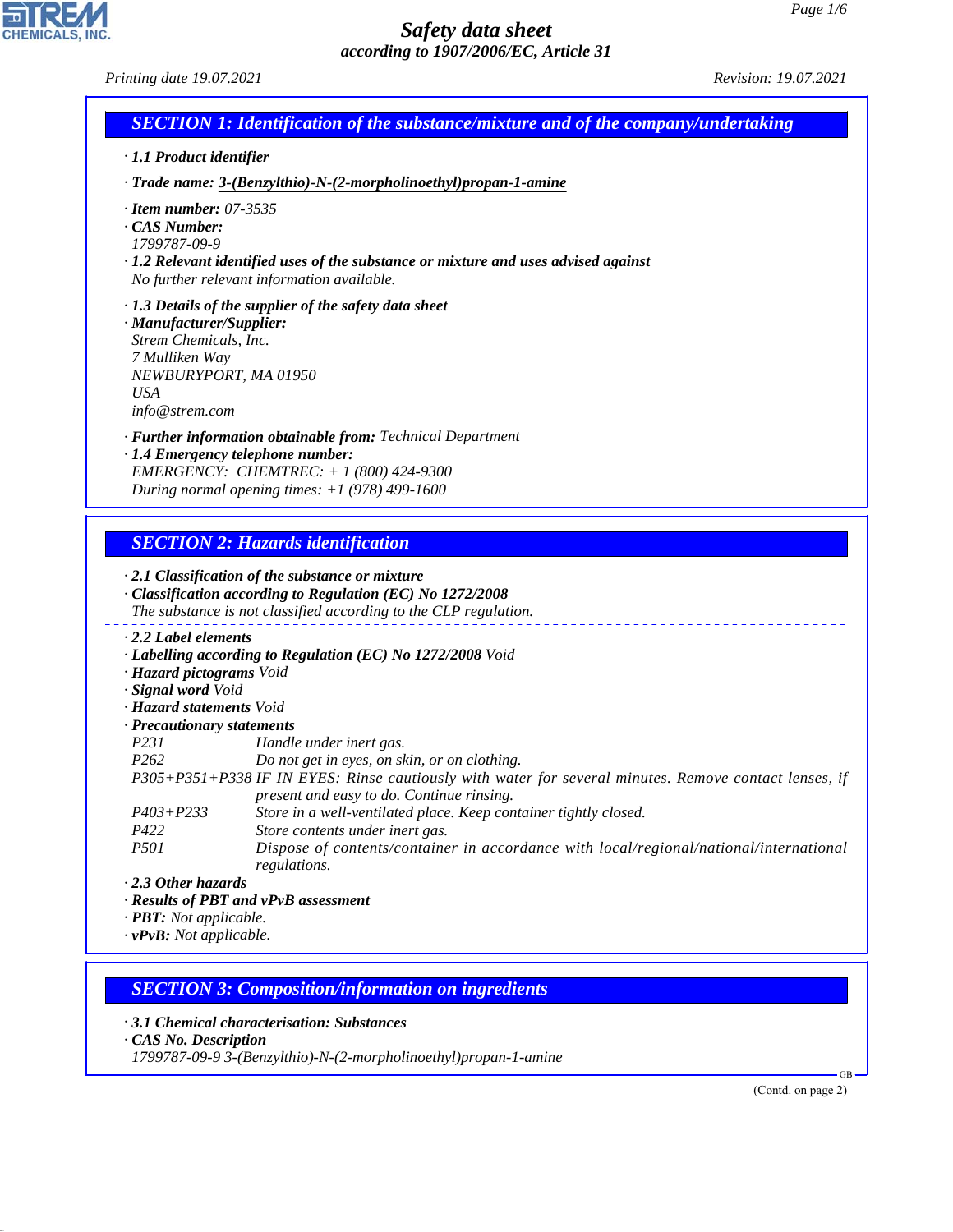# Safety data sheet

*according to 1907/2006/EC, Article 31*

Printing date 19.07.2021 Revision: 19.07.2021

## SECTION 1: Identification of the substance/mixture and of the company/undertaking

· **1.1 Product identifier**

· **Trade name: 3-(Benzylthio)-N-(2-morpholinoethyl)propan-1-amine**

· **Item number:** 07-3535
· **CAS Number:**
1799787-09-9
· **1.2 Relevant identified uses of the substance or mixture and uses advised against**
No further relevant information available.

· **1.3 Details of the supplier of the safety data sheet**
· **Manufacturer/Supplier:**
Strem Chemicals, Inc.
7 Mulliken Way
NEWBURYPORT, MA 01950
USA
info@strem.com

· **Further information obtainable from:** Technical Department
· **1.4 Emergency telephone number:**
EMERGENCY: CHEMTREC: + 1 (800) 424-9300
During normal opening times: +1 (978) 499-1600

## SECTION 2: Hazards identification

· **2.1 Classification of the substance or mixture**
· **Classification according to Regulation (EC) No 1272/2008**
The substance is not classified according to the CLP regulation.

· **2.2 Label elements**
· **Labelling according to Regulation (EC) No 1272/2008** Void
· **Hazard pictograms** Void
· **Signal word** Void
· **Hazard statements** Void
· **Precautionary statements**

| | |
|---|---|
| P231 | Handle under inert gas. |
| P262 | Do not get in eyes, on skin, or on clothing. |
| P305+P351+P338 | IF IN EYES: Rinse cautiously with water for several minutes. Remove contact lenses, if present and easy to do. Continue rinsing. |
| P403+P233 | Store in a well-ventilated place. Keep container tightly closed. |
| P422 | Store contents under inert gas. |
| P501 | Dispose of contents/container in accordance with local/regional/national/international regulations. |

· **2.3 Other hazards**
· **Results of PBT and vPvB assessment**
· **PBT:** Not applicable.
· **vPvB:** Not applicable.

## SECTION 3: Composition/information on ingredients

· **3.1 Chemical characterisation: Substances**
· **CAS No. Description**
1799787-09-9 3-(Benzylthio)-N-(2-morpholinoethyl)propan-1-amine

(Contd. on page 2)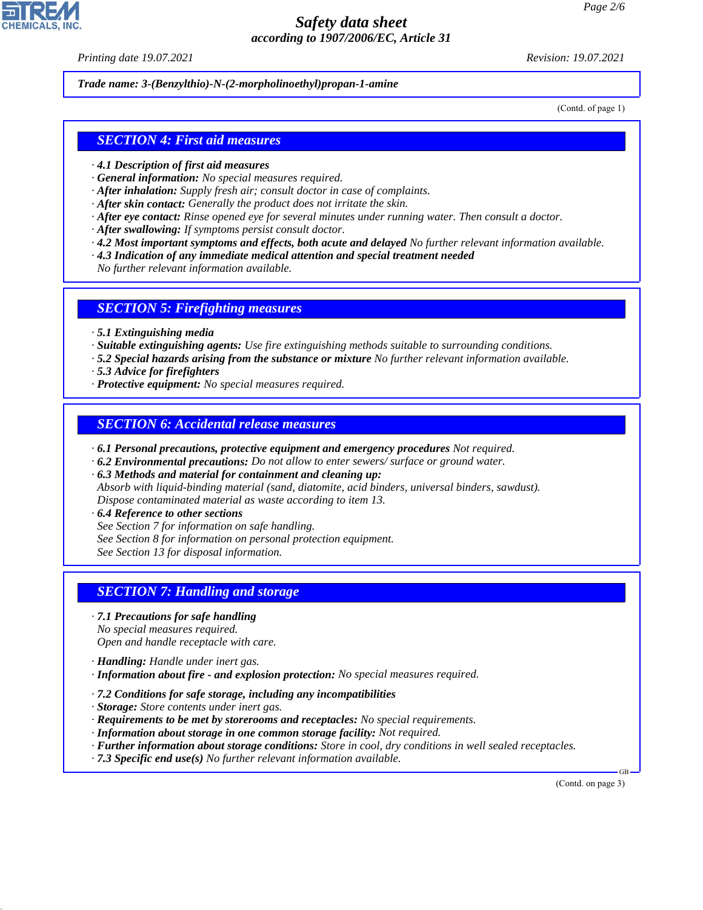Trade name: 3-(Benzylthio)-N-(2-morpholinoethyl)propan-1-amine

(Contd. of page 1)

## SECTION 4: First aid measures

- **4.1 Description of first aid measures**
- **General information:** No special measures required.
- **After inhalation:** Supply fresh air; consult doctor in case of complaints.
- **After skin contact:** Generally the product does not irritate the skin.
- **After eye contact:** Rinse opened eye for several minutes under running water. Then consult a doctor.
- **After swallowing:** If symptoms persist consult doctor.
- **4.2 Most important symptoms and effects, both acute and delayed** No further relevant information available.
- **4.3 Indication of any immediate medical attention and special treatment needed**
  No further relevant information available.

## SECTION 5: Firefighting measures

- **5.1 Extinguishing media**
- **Suitable extinguishing agents:** Use fire extinguishing methods suitable to surrounding conditions.
- **5.2 Special hazards arising from the substance or mixture** No further relevant information available.
- **5.3 Advice for firefighters**
- **Protective equipment:** No special measures required.

## SECTION 6: Accidental release measures

- **6.1 Personal precautions, protective equipment and emergency procedures** Not required.
- **6.2 Environmental precautions:** Do not allow to enter sewers/ surface or ground water.
- **6.3 Methods and material for containment and cleaning up:**
  Absorb with liquid-binding material (sand, diatomite, acid binders, universal binders, sawdust).
  Dispose contaminated material as waste according to item 13.
- **6.4 Reference to other sections**
  See Section 7 for information on safe handling.
  See Section 8 for information on personal protection equipment.
  See Section 13 for disposal information.

## SECTION 7: Handling and storage

- **7.1 Precautions for safe handling**
  No special measures required.
  Open and handle receptacle with care.
- **Handling:** Handle under inert gas.
- **Information about fire - and explosion protection:** No special measures required.
- **7.2 Conditions for safe storage, including any incompatibilities**
- **Storage:** Store contents under inert gas.
- **Requirements to be met by storerooms and receptacles:** No special requirements.
- **Information about storage in one common storage facility:** Not required.
- **Further information about storage conditions:** Store in cool, dry conditions in well sealed receptacles.
- **7.3 Specific end use(s)** No further relevant information available.

(Contd. on page 3)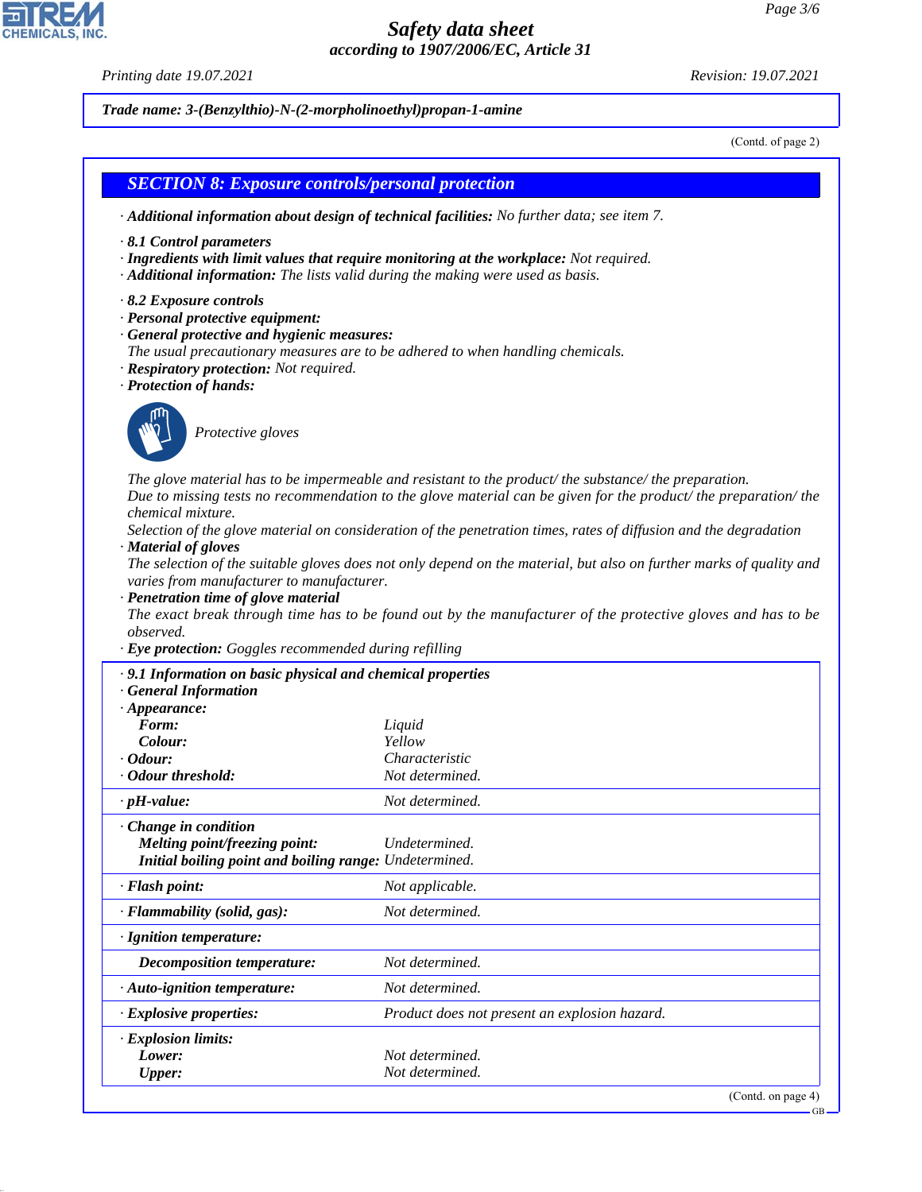**Trade name: 3-(Benzylthio)-N-(2-morpholinoethyl)propan-1-amine**

(Contd. of page 2)

## SECTION 8: Exposure controls/personal protection

· **Additional information about design of technical facilities:** No further data; see item 7.

· **8.1 Control parameters**
· **Ingredients with limit values that require monitoring at the workplace:** Not required.
· **Additional information:** The lists valid during the making were used as basis.

· **8.2 Exposure controls**
· **Personal protective equipment:**
· **General protective and hygienic measures:**
The usual precautionary measures are to be adhered to when handling chemicals.
· **Respiratory protection:** Not required.
· **Protection of hands:**

Protective gloves

The glove material has to be impermeable and resistant to the product/ the substance/ the preparation.
Due to missing tests no recommendation to the glove material can be given for the product/ the preparation/ the chemical mixture.
Selection of the glove material on consideration of the penetration times, rates of diffusion and the degradation
· **Material of gloves**
The selection of the suitable gloves does not only depend on the material, but also on further marks of quality and varies from manufacturer to manufacturer.
· **Penetration time of glove material**
The exact break through time has to be found out by the manufacturer of the protective gloves and has to be observed.
· **Eye protection:** Goggles recommended during refilling

| · **9.1 Information on basic physical and chemical properties** | |
|---|---|
| · **General Information** | |
| · **Appearance:** | |
| **Form:** | Liquid |
| **Colour:** | Yellow |
| · **Odour:** | Characteristic |
| · **Odour threshold:** | Not determined. |
| · **pH-value:** | Not determined. |
| · **Change in condition** | |
| **Melting point/freezing point:** | Undetermined. |
| **Initial boiling point and boiling range:** | Undetermined. |
| · **Flash point:** | Not applicable. |
| · **Flammability (solid, gas):** | Not determined. |
| · **Ignition temperature:** | |
| **Decomposition temperature:** | Not determined. |
| · **Auto-ignition temperature:** | Not determined. |
| · **Explosive properties:** | Product does not present an explosion hazard. |
| · **Explosion limits:** | |
| **Lower:** | Not determined. |
| **Upper:** | Not determined. |

(Contd. on page 4)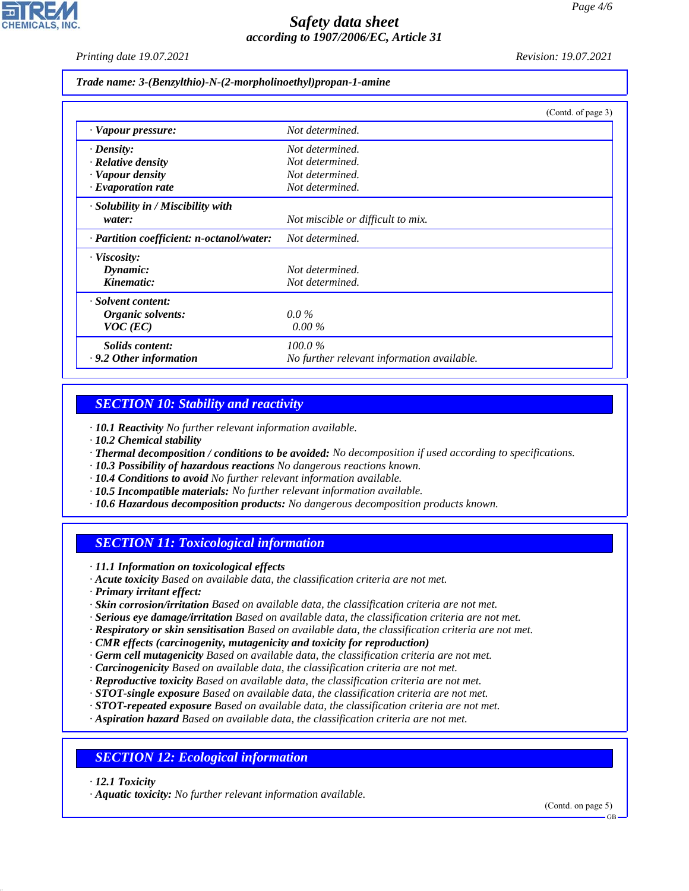*Trade name: 3-(Benzylthio)-N-(2-morpholinoethyl)propan-1-amine*

(Contd. of page 3)

| | |
|---|---|
| · **Vapour pressure:** | Not determined. |
| · **Density:** | Not determined. |
| · **Relative density** | Not determined. |
| · **Vapour density** | Not determined. |
| · **Evaporation rate** | Not determined. |
| · **Solubility in / Miscibility with water:** | Not miscible or difficult to mix. |
| · **Partition coefficient: n-octanol/water:** | Not determined. |
| · **Viscosity:** | |
| **Dynamic:** | Not determined. |
| **Kinematic:** | Not determined. |
| · **Solvent content:** | |
| **Organic solvents:** | 0.0 % |
| **VOC (EC)** | 0.00 % |
| **Solids content:** | 100.0 % |
| · **9.2 Other information** | No further relevant information available. |

## SECTION 10: Stability and reactivity

· **10.1 Reactivity** No further relevant information available.
· **10.2 Chemical stability**
· **Thermal decomposition / conditions to be avoided:** No decomposition if used according to specifications.
· **10.3 Possibility of hazardous reactions** No dangerous reactions known.
· **10.4 Conditions to avoid** No further relevant information available.
· **10.5 Incompatible materials:** No further relevant information available.
· **10.6 Hazardous decomposition products:** No dangerous decomposition products known.

## SECTION 11: Toxicological information

· **11.1 Information on toxicological effects**
· **Acute toxicity** Based on available data, the classification criteria are not met.
· **Primary irritant effect:**
· **Skin corrosion/irritation** Based on available data, the classification criteria are not met.
· **Serious eye damage/irritation** Based on available data, the classification criteria are not met.
· **Respiratory or skin sensitisation** Based on available data, the classification criteria are not met.
· **CMR effects (carcinogenity, mutagenicity and toxicity for reproduction)**
· **Germ cell mutagenicity** Based on available data, the classification criteria are not met.
· **Carcinogenicity** Based on available data, the classification criteria are not met.
· **Reproductive toxicity** Based on available data, the classification criteria are not met.
· **STOT-single exposure** Based on available data, the classification criteria are not met.
· **STOT-repeated exposure** Based on available data, the classification criteria are not met.
· **Aspiration hazard** Based on available data, the classification criteria are not met.

## SECTION 12: Ecological information

· **12.1 Toxicity**
· **Aquatic toxicity:** No further relevant information available.

(Contd. on page 5)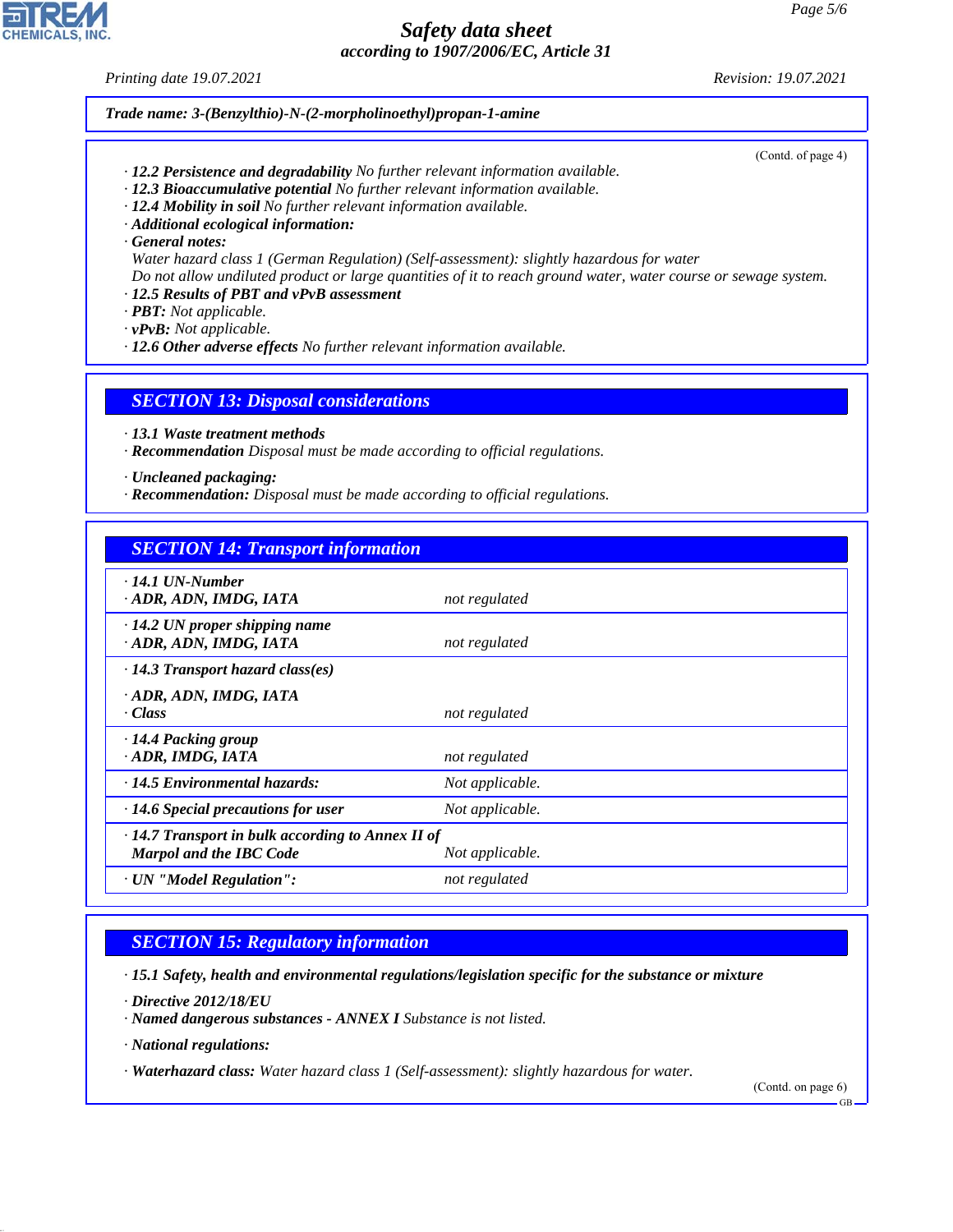**Trade name: 3-(Benzylthio)-N-(2-morpholinoethyl)propan-1-amine**

(Contd. of page 4)

· **12.2 Persistence and degradability** No further relevant information available.
· **12.3 Bioaccumulative potential** No further relevant information available.
· **12.4 Mobility in soil** No further relevant information available.
· **Additional ecological information:**
· **General notes:**
Water hazard class 1 (German Regulation) (Self-assessment): slightly hazardous for water
Do not allow undiluted product or large quantities of it to reach ground water, water course or sewage system.
· **12.5 Results of PBT and vPvB assessment**
· **PBT:** Not applicable.
· **vPvB:** Not applicable.
· **12.6 Other adverse effects** No further relevant information available.

## SECTION 13: Disposal considerations

· **13.1 Waste treatment methods**
· **Recommendation** Disposal must be made according to official regulations.

· **Uncleaned packaging:**
· **Recommendation:** Disposal must be made according to official regulations.

## SECTION 14: Transport information

| | |
|---|---|
| · **14.1 UN-Number**<br>· **ADR, ADN, IMDG, IATA** | not regulated |
| · **14.2 UN proper shipping name**<br>· **ADR, ADN, IMDG, IATA** | not regulated |
| · **14.3 Transport hazard class(es)**<br>· **ADR, ADN, IMDG, IATA**<br>· **Class** | not regulated |
| · **14.4 Packing group**<br>· **ADR, IMDG, IATA** | not regulated |
| · **14.5 Environmental hazards:** | Not applicable. |
| · **14.6 Special precautions for user** | Not applicable. |
| · **14.7 Transport in bulk according to Annex II of Marpol and the IBC Code** | Not applicable. |
| · **UN "Model Regulation":** | not regulated |

## SECTION 15: Regulatory information

· **15.1 Safety, health and environmental regulations/legislation specific for the substance or mixture**

· **Directive 2012/18/EU**
· **Named dangerous substances - ANNEX I** Substance is not listed.

· **National regulations:**

· **Waterhazard class:** Water hazard class 1 (Self-assessment): slightly hazardous for water.

(Contd. on page 6)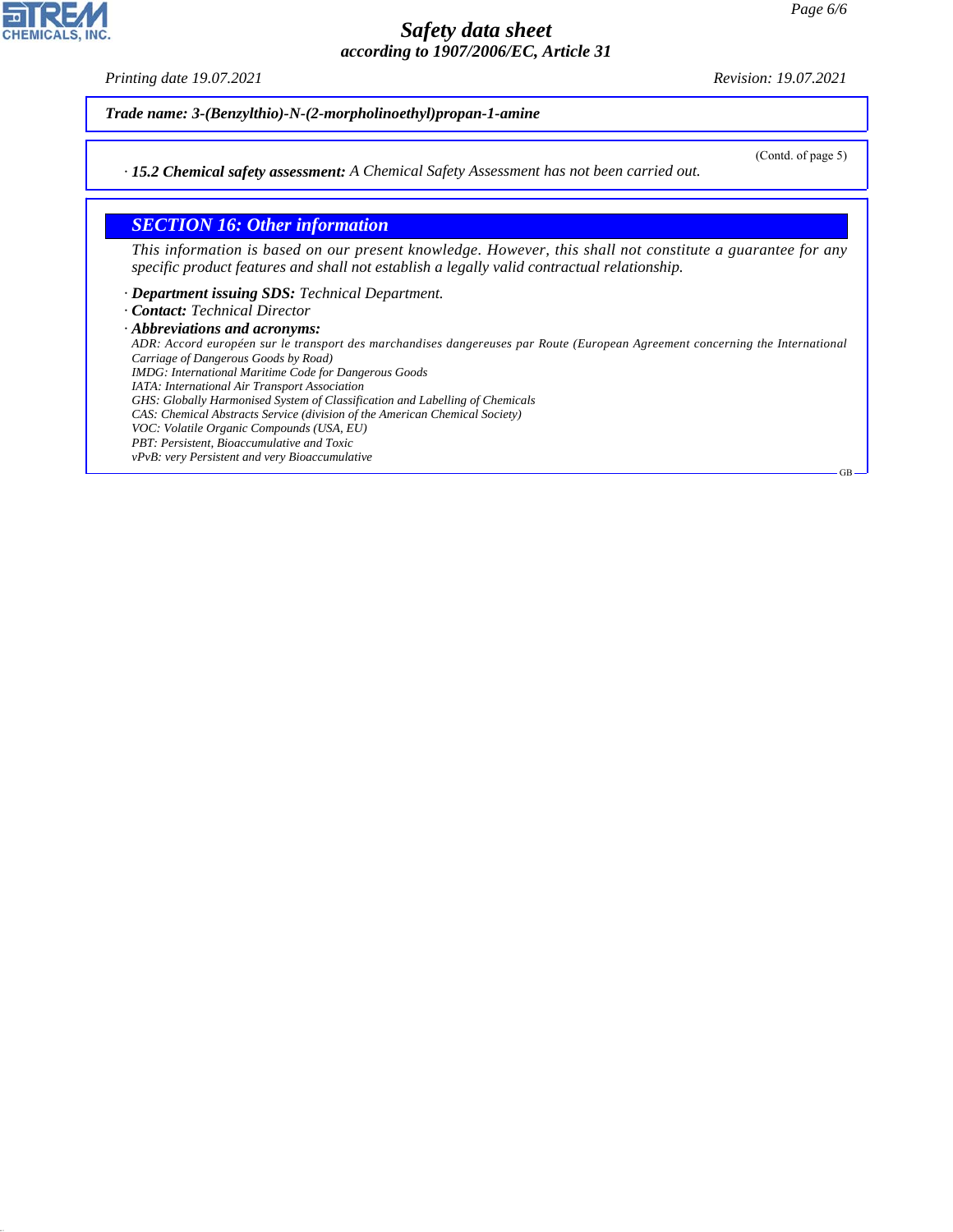**Trade name: 3-(Benzylthio)-N-(2-morpholinoethyl)propan-1-amine**

(Contd. of page 5)

· **15.2 Chemical safety assessment:** A Chemical Safety Assessment has not been carried out.

## SECTION 16: Other information

This information is based on our present knowledge. However, this shall not constitute a guarantee for any specific product features and shall not establish a legally valid contractual relationship.

· **Department issuing SDS:** Technical Department.
· **Contact:** Technical Director
· **Abbreviations and acronyms:**
ADR: Accord européen sur le transport des marchandises dangereuses par Route (European Agreement concerning the International Carriage of Dangerous Goods by Road)
IMDG: International Maritime Code for Dangerous Goods
IATA: International Air Transport Association
GHS: Globally Harmonised System of Classification and Labelling of Chemicals
CAS: Chemical Abstracts Service (division of the American Chemical Society)
VOC: Volatile Organic Compounds (USA, EU)
PBT: Persistent, Bioaccumulative and Toxic
vPvB: very Persistent and very Bioaccumulative